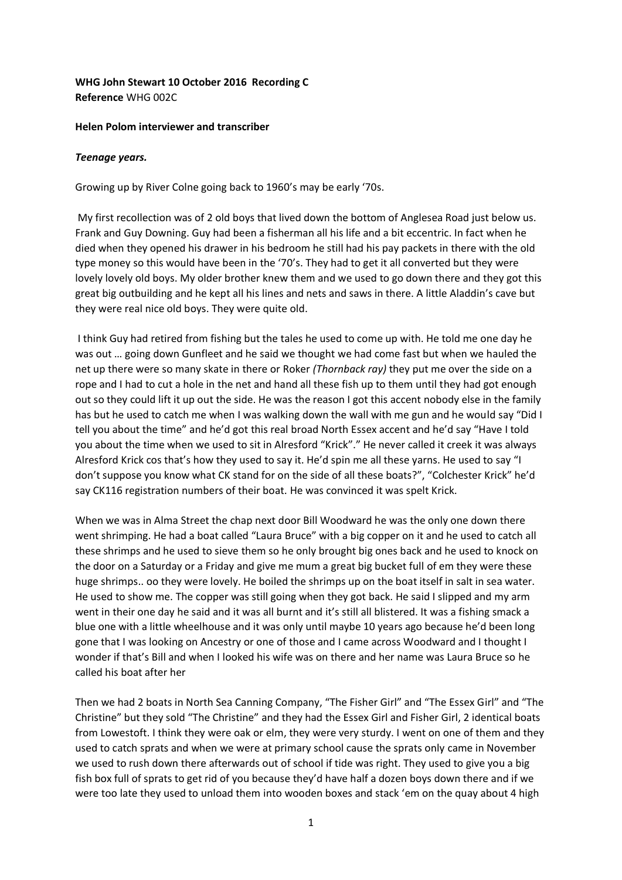**WHG John Stewart 10 October 2016 Recording C**
**Reference** WHG 002C

**Helen Polom interviewer and transcriber**

***Teenage years.***

Growing up by River Colne going back to 1960's may be early '70s.

My first recollection was of 2 old boys that lived down the bottom of Anglesea Road just below us. Frank and Guy Downing. Guy had been a fisherman all his life and a bit eccentric. In fact when he died when they opened his drawer in his bedroom he still had his pay packets in there with the old type money so this would have been in the '70's. They had to get it all converted but they were lovely lovely old boys. My older brother knew them and we used to go down there and they got this great big outbuilding and he kept all his lines and nets and saws in there. A little Aladdin's cave but they were real nice old boys. They were quite old.

I think Guy had retired from fishing but the tales he used to come up with. He told me one day he was out … going down Gunfleet and he said we thought we had come fast but when we hauled the net up there were so many skate in there or Roker *(Thornback ray)* they put me over the side on a rope and I had to cut a hole in the net and hand all these fish up to them until they had got enough out so they could lift it up out the side. He was the reason I got this accent nobody else in the family has but he used to catch me when I was walking down the wall with me gun and he would say "Did I tell you about the time" and he'd got this real broad North Essex accent and he'd say "Have I told you about the time when we used to sit in Alresford "Krick"." He never called it creek it was always Alresford Krick cos that's how they used to say it. He'd spin me all these yarns. He used to say "I don't suppose you know what CK stand for on the side of all these boats?", "Colchester Krick" he'd say CK116 registration numbers of their boat. He was convinced it was spelt Krick.

When we was in Alma Street the chap next door Bill Woodward he was the only one down there went shrimping. He had a boat called "Laura Bruce" with a big copper on it and he used to catch all these shrimps and he used to sieve them so he only brought big ones back and he used to knock on the door on a Saturday or a Friday and give me mum a great big bucket full of em they were these huge shrimps.. oo they were lovely. He boiled the shrimps up on the boat itself in salt in sea water. He used to show me. The copper was still going when they got back. He said I slipped and my arm went in their one day he said and it was all burnt and it's still all blistered. It was a fishing smack a blue one with a little wheelhouse and it was only until maybe 10 years ago because he'd been long gone that I was looking on Ancestry or one of those and I came across Woodward and I thought I wonder if that's Bill and when I looked his wife was on there and her name was Laura Bruce so he called his boat after her

Then we had 2 boats in North Sea Canning Company, "The Fisher Girl" and "The Essex Girl" and "The Christine" but they sold "The Christine" and they had the Essex Girl and Fisher Girl, 2 identical boats from Lowestoft. I think they were oak or elm, they were very sturdy. I went on one of them and they used to catch sprats and when we were at primary school cause the sprats only came in November we used to rush down there afterwards out of school if tide was right. They used to give you a big fish box full of sprats to get rid of you because they'd have half a dozen boys down there and if we were too late they used to unload them into wooden boxes and stack 'em on the quay about 4 high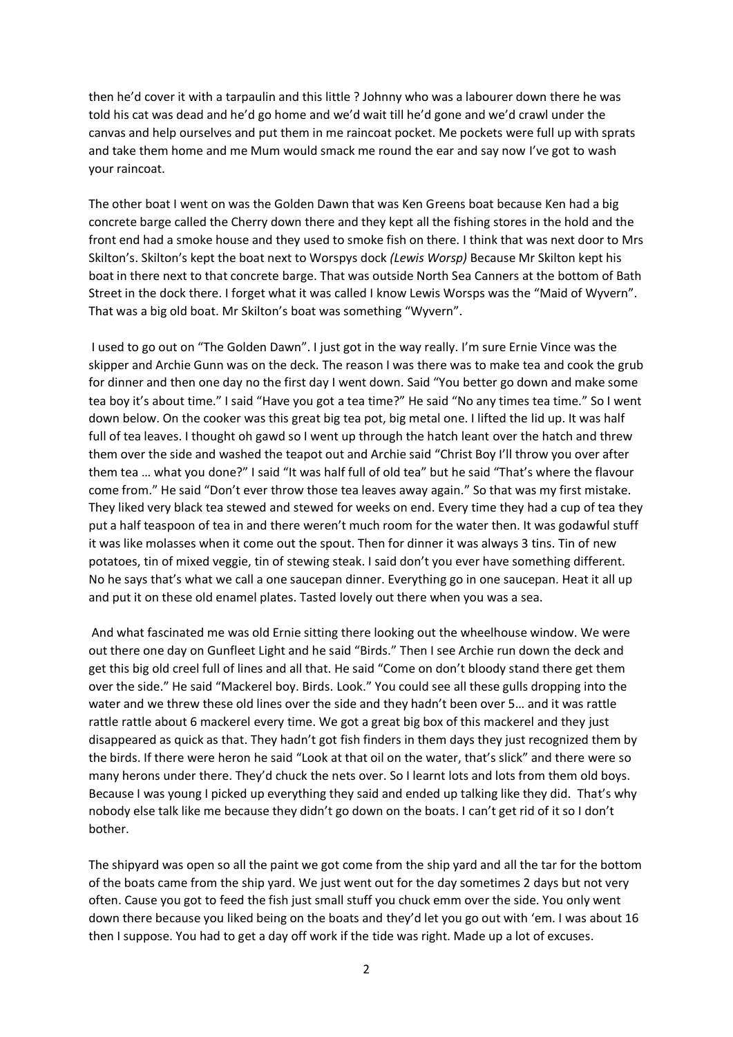then he'd cover it with a tarpaulin and this little ? Johnny who was a labourer down there he was told his cat was dead and he'd go home and we'd wait till he'd gone and we'd crawl under the canvas and help ourselves and put them in me raincoat pocket. Me pockets were full up with sprats and take them home and me Mum would smack me round the ear and say now I've got to wash your raincoat.

The other boat I went on was the Golden Dawn that was Ken Greens boat because Ken had a big concrete barge called the Cherry down there and they kept all the fishing stores in the hold and the front end had a smoke house and they used to smoke fish on there. I think that was next door to Mrs Skilton's. Skilton's kept the boat next to Worspys dock *(Lewis Worsp)* Because Mr Skilton kept his boat in there next to that concrete barge. That was outside North Sea Canners at the bottom of Bath Street in the dock there. I forget what it was called I know Lewis Worsps was the "Maid of Wyvern". That was a big old boat. Mr Skilton's boat was something "Wyvern".

I used to go out on "The Golden Dawn". I just got in the way really. I'm sure Ernie Vince was the skipper and Archie Gunn was on the deck. The reason I was there was to make tea and cook the grub for dinner and then one day no the first day I went down. Said "You better go down and make some tea boy it's about time." I said "Have you got a tea time?" He said "No any times tea time." So I went down below. On the cooker was this great big tea pot, big metal one. I lifted the lid up. It was half full of tea leaves. I thought oh gawd so I went up through the hatch leant over the hatch and threw them over the side and washed the teapot out and Archie said "Christ Boy I'll throw you over after them tea … what you done?" I said "It was half full of old tea" but he said "That's where the flavour come from." He said "Don't ever throw those tea leaves away again." So that was my first mistake. They liked very black tea stewed and stewed for weeks on end. Every time they had a cup of tea they put a half teaspoon of tea in and there weren't much room for the water then. It was godawful stuff it was like molasses when it come out the spout. Then for dinner it was always 3 tins. Tin of new potatoes, tin of mixed veggie, tin of stewing steak. I said don't you ever have something different. No he says that's what we call a one saucepan dinner. Everything go in one saucepan. Heat it all up and put it on these old enamel plates. Tasted lovely out there when you was a sea.

And what fascinated me was old Ernie sitting there looking out the wheelhouse window. We were out there one day on Gunfleet Light and he said "Birds." Then I see Archie run down the deck and get this big old creel full of lines and all that. He said "Come on don't bloody stand there get them over the side." He said "Mackerel boy. Birds. Look." You could see all these gulls dropping into the water and we threw these old lines over the side and they hadn't been over 5… and it was rattle rattle rattle about 6 mackerel every time. We got a great big box of this mackerel and they just disappeared as quick as that. They hadn't got fish finders in them days they just recognized them by the birds. If there were heron he said "Look at that oil on the water, that's slick" and there were so many herons under there. They'd chuck the nets over. So I learnt lots and lots from them old boys. Because I was young I picked up everything they said and ended up talking like they did. That's why nobody else talk like me because they didn't go down on the boats. I can't get rid of it so I don't bother.

The shipyard was open so all the paint we got come from the ship yard and all the tar for the bottom of the boats came from the ship yard. We just went out for the day sometimes 2 days but not very often. Cause you got to feed the fish just small stuff you chuck emm over the side. You only went down there because you liked being on the boats and they'd let you go out with 'em. I was about 16 then I suppose. You had to get a day off work if the tide was right. Made up a lot of excuses.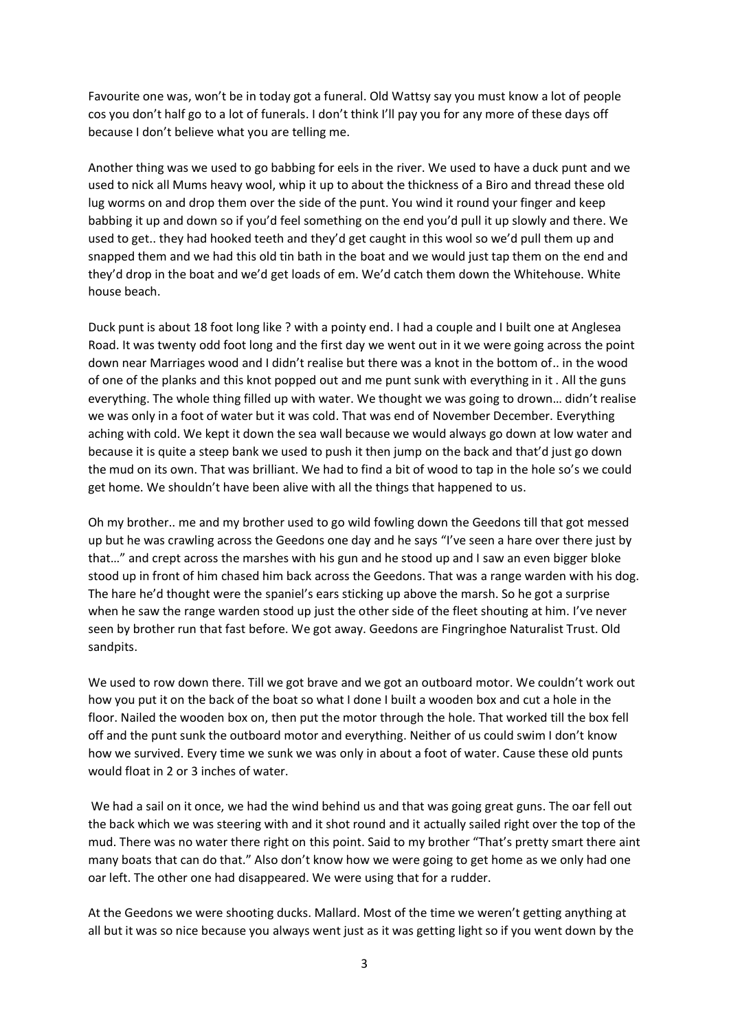Favourite one was, won't be in today got a funeral. Old Wattsy say you must know a lot of people cos you don't half go to a lot of funerals. I don't think I'll pay you for any more of these days off because I don't believe what you are telling me.

Another thing was we used to go babbing for eels in the river. We used to have a duck punt and we used to nick all Mums heavy wool, whip it up to about the thickness of a Biro and thread these old lug worms on and drop them over the side of the punt. You wind it round your finger and keep babbing it up and down so if you'd feel something on the end you'd pull it up slowly and there. We used to get.. they had hooked teeth and they'd get caught in this wool so we'd pull them up and snapped them and we had this old tin bath in the boat and we would just tap them on the end and they'd drop in the boat and we'd get loads of em. We'd catch them down the Whitehouse. White house beach.

Duck punt is about 18 foot long like ? with a pointy end. I had a couple and I built one at Anglesea Road. It was twenty odd foot long and the first day we went out in it we were going across the point down near Marriages wood and I didn't realise but there was a knot in the bottom of.. in the wood of one of the planks and this knot popped out and me punt sunk with everything in it . All the guns everything. The whole thing filled up with water. We thought we was going to drown… didn't realise we was only in a foot of water but it was cold. That was end of November December. Everything aching with cold. We kept it down the sea wall because we would always go down at low water and because it is quite a steep bank we used to push it then jump on the back and that'd just go down the mud on its own. That was brilliant. We had to find a bit of wood to tap in the hole so's we could get home. We shouldn't have been alive with all the things that happened to us.

Oh my brother.. me and my brother used to go wild fowling down the Geedons till that got messed up but he was crawling across the Geedons one day and he says "I've seen a hare over there just by that…" and crept across the marshes with his gun and he stood up and I saw an even bigger bloke stood up in front of him chased him back across the Geedons. That was a range warden with his dog. The hare he'd thought were the spaniel's ears sticking up above the marsh. So he got a surprise when he saw the range warden stood up just the other side of the fleet shouting at him. I've never seen by brother run that fast before. We got away. Geedons are Fingringhoe Naturalist Trust. Old sandpits.

We used to row down there. Till we got brave and we got an outboard motor. We couldn't work out how you put it on the back of the boat so what I done I built a wooden box and cut a hole in the floor. Nailed the wooden box on, then put the motor through the hole. That worked till the box fell off and the punt sunk the outboard motor and everything. Neither of us could swim I don't know how we survived. Every time we sunk we was only in about a foot of water. Cause these old punts would float in 2 or 3 inches of water.

We had a sail on it once, we had the wind behind us and that was going great guns. The oar fell out the back which we was steering with and it shot round and it actually sailed right over the top of the mud. There was no water there right on this point. Said to my brother "That's pretty smart there aint many boats that can do that." Also don't know how we were going to get home as we only had one oar left. The other one had disappeared. We were using that for a rudder.

At the Geedons we were shooting ducks. Mallard. Most of the time we weren't getting anything at all but it was so nice because you always went just as it was getting light so if you went down by the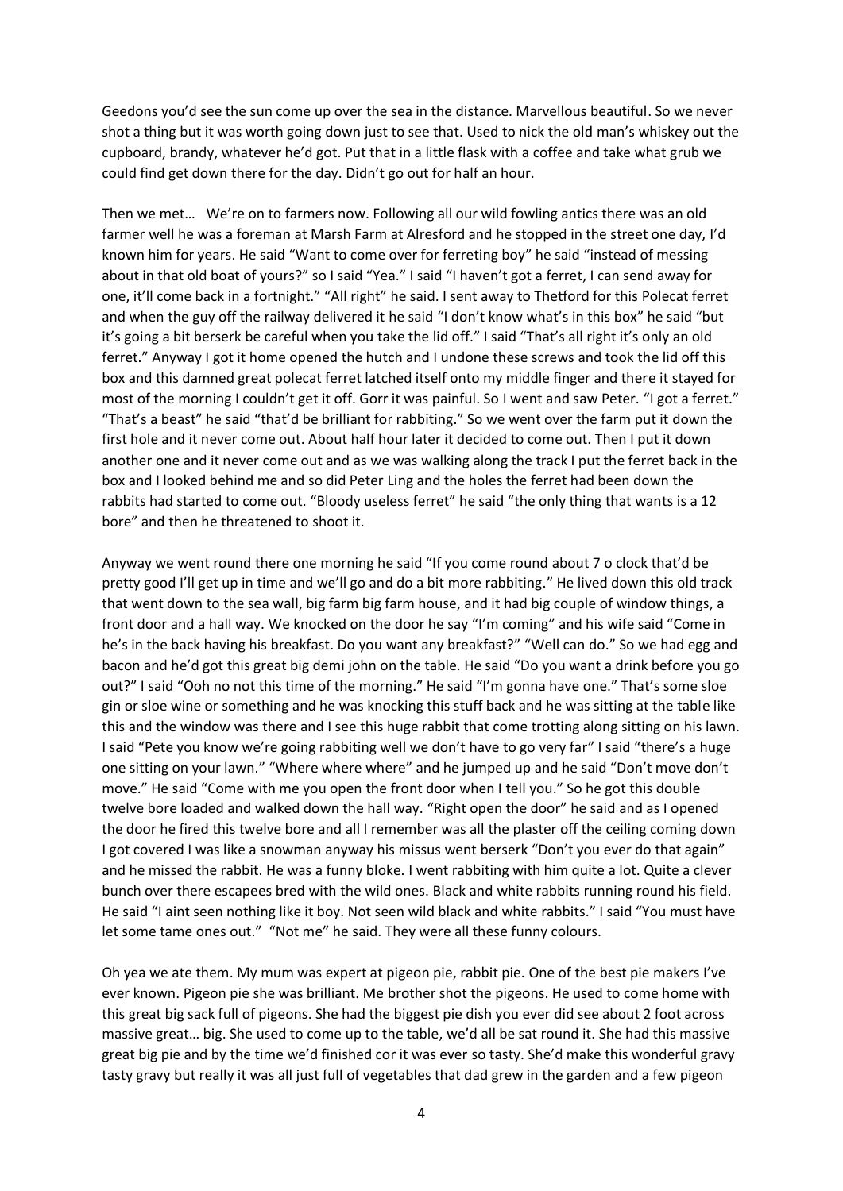Geedons you'd see the sun come up over the sea in the distance. Marvellous beautiful. So we never shot a thing but it was worth going down just to see that. Used to nick the old man's whiskey out the cupboard, brandy, whatever he'd got. Put that in a little flask with a coffee and take what grub we could find get down there for the day. Didn't go out for half an hour.

Then we met… We're on to farmers now. Following all our wild fowling antics there was an old farmer well he was a foreman at Marsh Farm at Alresford and he stopped in the street one day, I'd known him for years. He said "Want to come over for ferreting boy" he said "instead of messing about in that old boat of yours?" so I said "Yea." I said "I haven't got a ferret, I can send away for one, it'll come back in a fortnight." "All right" he said. I sent away to Thetford for this Polecat ferret and when the guy off the railway delivered it he said "I don't know what's in this box" he said "but it's going a bit berserk be careful when you take the lid off." I said "That's all right it's only an old ferret." Anyway I got it home opened the hutch and I undone these screws and took the lid off this box and this damned great polecat ferret latched itself onto my middle finger and there it stayed for most of the morning I couldn't get it off. Gorr it was painful. So I went and saw Peter. "I got a ferret." "That's a beast" he said "that'd be brilliant for rabbiting." So we went over the farm put it down the first hole and it never come out. About half hour later it decided to come out. Then I put it down another one and it never come out and as we was walking along the track I put the ferret back in the box and I looked behind me and so did Peter Ling and the holes the ferret had been down the rabbits had started to come out. "Bloody useless ferret" he said "the only thing that wants is a 12 bore" and then he threatened to shoot it.

Anyway we went round there one morning he said "If you come round about 7 o clock that'd be pretty good I'll get up in time and we'll go and do a bit more rabbiting." He lived down this old track that went down to the sea wall, big farm big farm house, and it had big couple of window things, a front door and a hall way. We knocked on the door he say "I'm coming" and his wife said "Come in he's in the back having his breakfast. Do you want any breakfast?" "Well can do." So we had egg and bacon and he'd got this great big demi john on the table. He said "Do you want a drink before you go out?" I said "Ooh no not this time of the morning." He said "I'm gonna have one." That's some sloe gin or sloe wine or something and he was knocking this stuff back and he was sitting at the table like this and the window was there and I see this huge rabbit that come trotting along sitting on his lawn. I said "Pete you know we're going rabbiting well we don't have to go very far" I said "there's a huge one sitting on your lawn." "Where where where" and he jumped up and he said "Don't move don't move." He said "Come with me you open the front door when I tell you." So he got this double twelve bore loaded and walked down the hall way. "Right open the door" he said and as I opened the door he fired this twelve bore and all I remember was all the plaster off the ceiling coming down I got covered I was like a snowman anyway his missus went berserk "Don't you ever do that again" and he missed the rabbit. He was a funny bloke. I went rabbiting with him quite a lot. Quite a clever bunch over there escapees bred with the wild ones. Black and white rabbits running round his field. He said "I aint seen nothing like it boy. Not seen wild black and white rabbits." I said "You must have let some tame ones out." "Not me" he said. They were all these funny colours.

Oh yea we ate them. My mum was expert at pigeon pie, rabbit pie. One of the best pie makers I've ever known. Pigeon pie she was brilliant. Me brother shot the pigeons. He used to come home with this great big sack full of pigeons. She had the biggest pie dish you ever did see about 2 foot across massive great… big. She used to come up to the table, we'd all be sat round it. She had this massive great big pie and by the time we'd finished cor it was ever so tasty. She'd make this wonderful gravy tasty gravy but really it was all just full of vegetables that dad grew in the garden and a few pigeon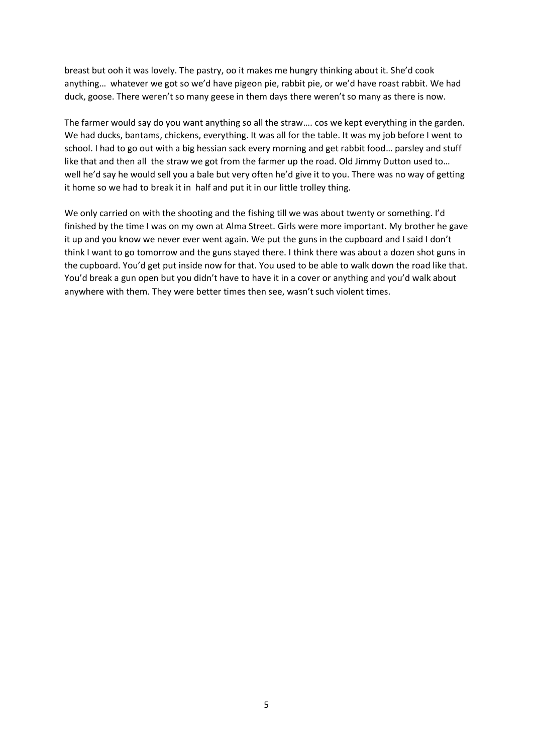breast but ooh it was lovely. The pastry, oo it makes me hungry thinking about it. She'd cook anything… whatever we got so we'd have pigeon pie, rabbit pie, or we'd have roast rabbit. We had duck, goose. There weren't so many geese in them days there weren't so many as there is now.

The farmer would say do you want anything so all the straw…. cos we kept everything in the garden. We had ducks, bantams, chickens, everything. It was all for the table. It was my job before I went to school. I had to go out with a big hessian sack every morning and get rabbit food… parsley and stuff like that and then all the straw we got from the farmer up the road. Old Jimmy Dutton used to… well he'd say he would sell you a bale but very often he'd give it to you. There was no way of getting it home so we had to break it in half and put it in our little trolley thing.

We only carried on with the shooting and the fishing till we was about twenty or something. I'd finished by the time I was on my own at Alma Street. Girls were more important. My brother he gave it up and you know we never ever went again. We put the guns in the cupboard and I said I don't think I want to go tomorrow and the guns stayed there. I think there was about a dozen shot guns in the cupboard. You'd get put inside now for that. You used to be able to walk down the road like that. You'd break a gun open but you didn't have to have it in a cover or anything and you'd walk about anywhere with them. They were better times then see, wasn't such violent times.